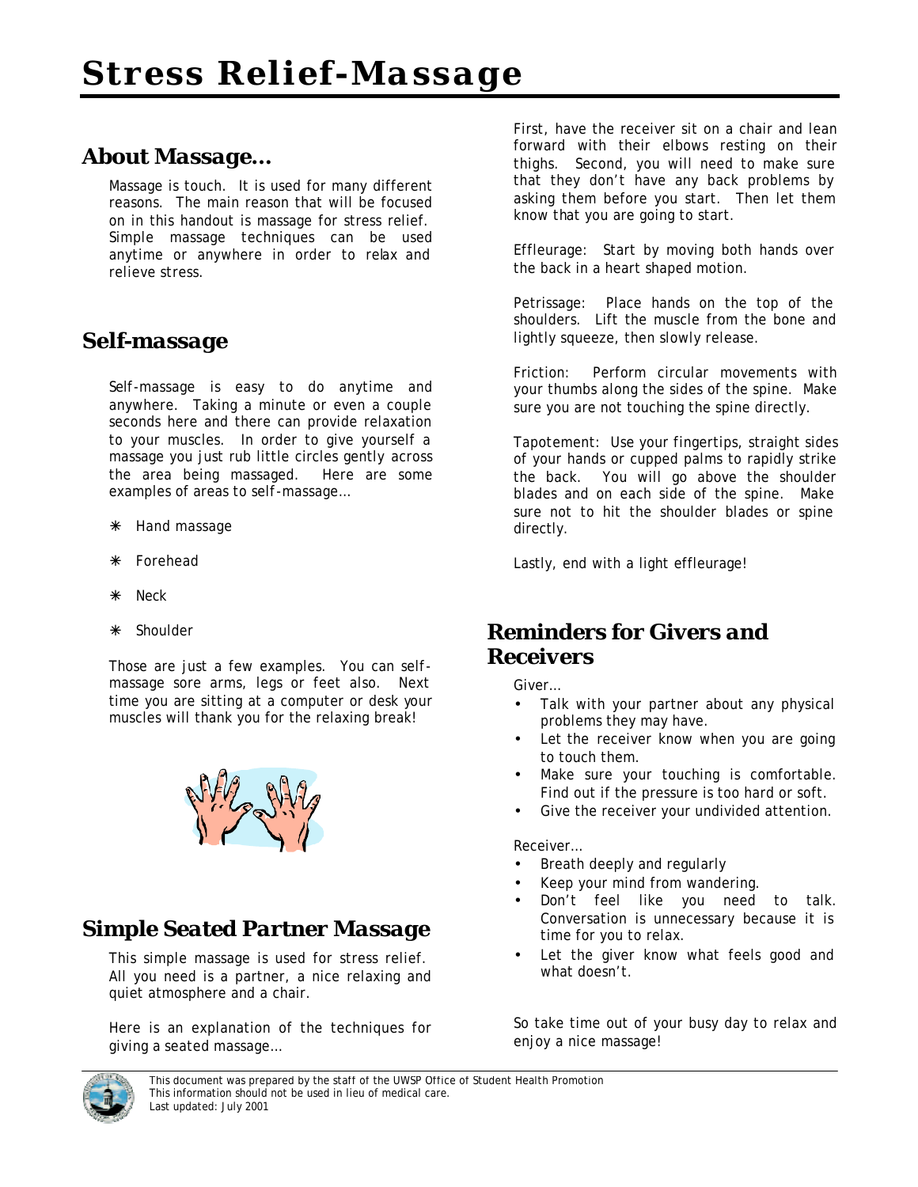# Stress Relief-Massage

## About Massage…

Massage is touch. It is used for many different reasons. The main reason that will be focused on in this handout is massage for stress relief. Simple massage techniques can be used anytime or anywhere in order to relax and relieve stress.

## Self-massage

Self-massage is easy to do anytime and anywhere. Taking a minute or even a couple seconds here and there can provide relaxation to your muscles. In order to give yourself a massage you just rub little circles gently across the area being massaged. Here are some examples of areas to self-massage…

- Hand massage
- Forehead
- Neck
- Shoulder

Those are just a few examples. You can self-massage sore arms, legs or feet also. Next time you are sitting at a computer or desk your muscles will thank you for the relaxing break!

## Simple Seated Partner Massage

This simple massage is used for stress relief. All you need is a partner, a nice relaxing and quiet atmosphere and a chair.

Here is an explanation of the techniques for giving a seated massage…

First, have the receiver sit on a chair and lean forward with their elbows resting on their thighs. Second, you will need to make sure that they don't have any back problems by asking them before you start. Then let them know that you are going to start.

Effleurage: Start by moving both hands over the back in a heart shaped motion.

Petrissage: Place hands on the top of the shoulders. Lift the muscle from the bone and lightly squeeze, then slowly release.

Friction: Perform circular movements with your thumbs along the sides of the spine. Make sure you are not touching the spine directly.

Tapotement: Use your fingertips, straight sides of your hands or cupped palms to rapidly strike the back. You will go above the shoulder blades and on each side of the spine. Make sure not to hit the shoulder blades or spine directly.

Lastly, end with a light effleurage!

## Reminders for Givers and Receivers

Giver…

- Talk with your partner about any physical problems they may have.
- Let the receiver know when you are going to touch them.
- Make sure your touching is comfortable. Find out if the pressure is too hard or soft.
- Give the receiver your undivided attention.

Receiver…

- Breath deeply and regularly
- Keep your mind from wandering.
- Don't feel like you need to talk. Conversation is unnecessary because it is time for you to relax.
- Let the giver know what feels good and what doesn't.

So take time out of your busy day to relax and enjoy a nice massage!

This document was prepared by the staff of the UWSP Office of Student Health Promotion
This information should not be used in lieu of medical care.
Last updated: July 2001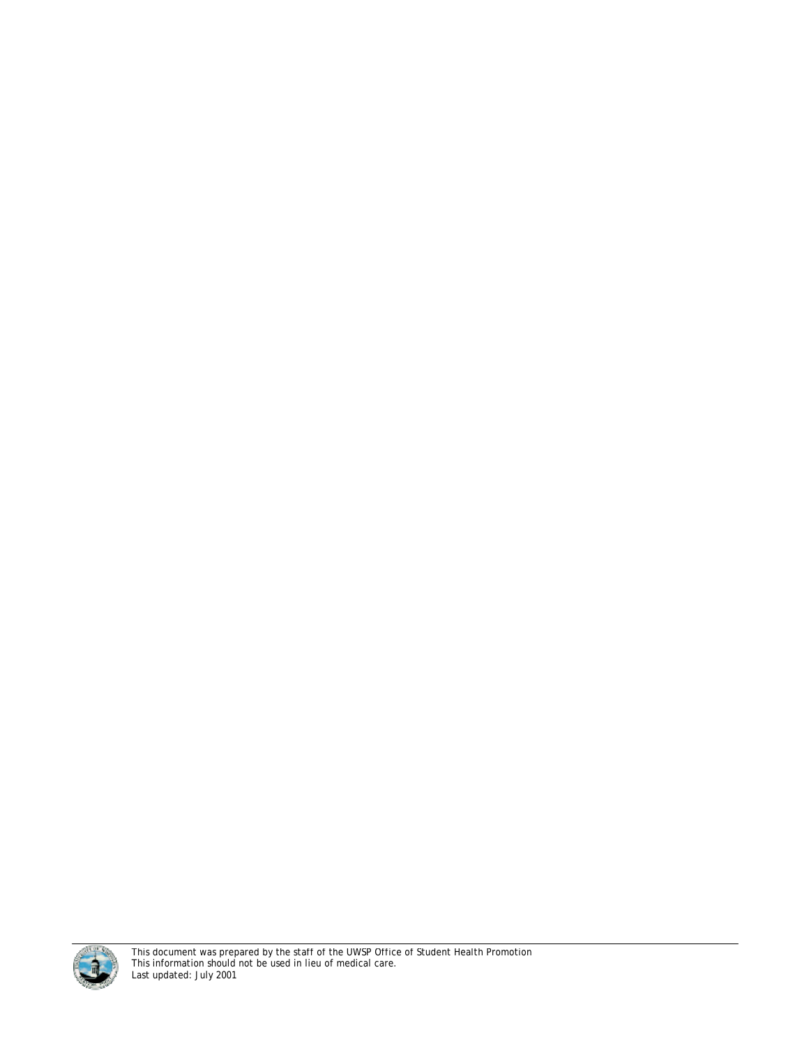This document was prepared by the staff of the UWSP Office of Student Health Promotion
This information should not be used in lieu of medical care.
Last updated: July 2001